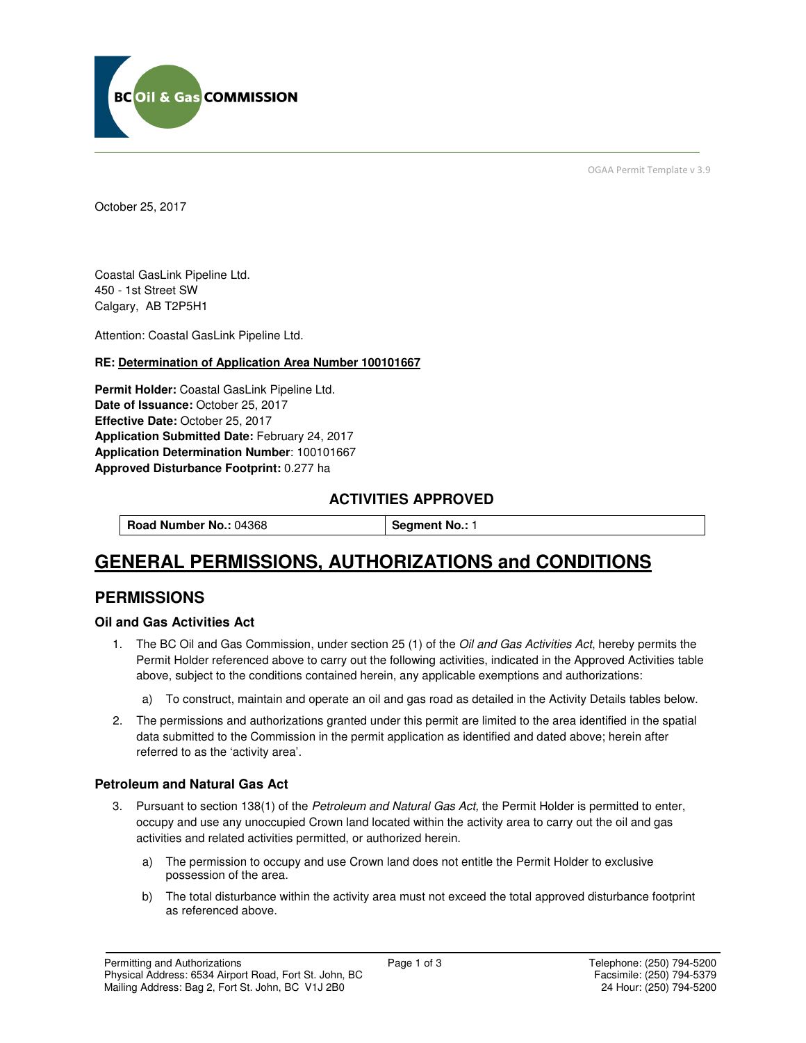OGAA Permit Template v 3.9

October 25, 2017

Coastal GasLink Pipeline Ltd.
450 - 1st Street SW
Calgary, AB T2P5H1

Attention: Coastal GasLink Pipeline Ltd.

**RE: Determination of Application Area Number 100101667**

**Permit Holder:** Coastal GasLink Pipeline Ltd.
**Date of Issuance:** October 25, 2017
**Effective Date:** October 25, 2017
**Application Submitted Date:** February 24, 2017
**Application Determination Number**: 100101667
**Approved Disturbance Footprint:** 0.277 ha

## ACTIVITIES APPROVED

| **Road Number No.:** 04368 | **Segment No.:** 1 |
|---|---|

# GENERAL PERMISSIONS, AUTHORIZATIONS and CONDITIONS

## PERMISSIONS

### Oil and Gas Activities Act

1. The BC Oil and Gas Commission, under section 25 (1) of the *Oil and Gas Activities Act*, hereby permits the Permit Holder referenced above to carry out the following activities, indicated in the Approved Activities table above, subject to the conditions contained herein, any applicable exemptions and authorizations:
   a) To construct, maintain and operate an oil and gas road as detailed in the Activity Details tables below.
2. The permissions and authorizations granted under this permit are limited to the area identified in the spatial data submitted to the Commission in the permit application as identified and dated above; herein after referred to as the 'activity area'.

### Petroleum and Natural Gas Act

3. Pursuant to section 138(1) of the *Petroleum and Natural Gas Act,* the Permit Holder is permitted to enter, occupy and use any unoccupied Crown land located within the activity area to carry out the oil and gas activities and related activities permitted, or authorized herein.
   a) The permission to occupy and use Crown land does not entitle the Permit Holder to exclusive possession of the area.
   b) The total disturbance within the activity area must not exceed the total approved disturbance footprint as referenced above.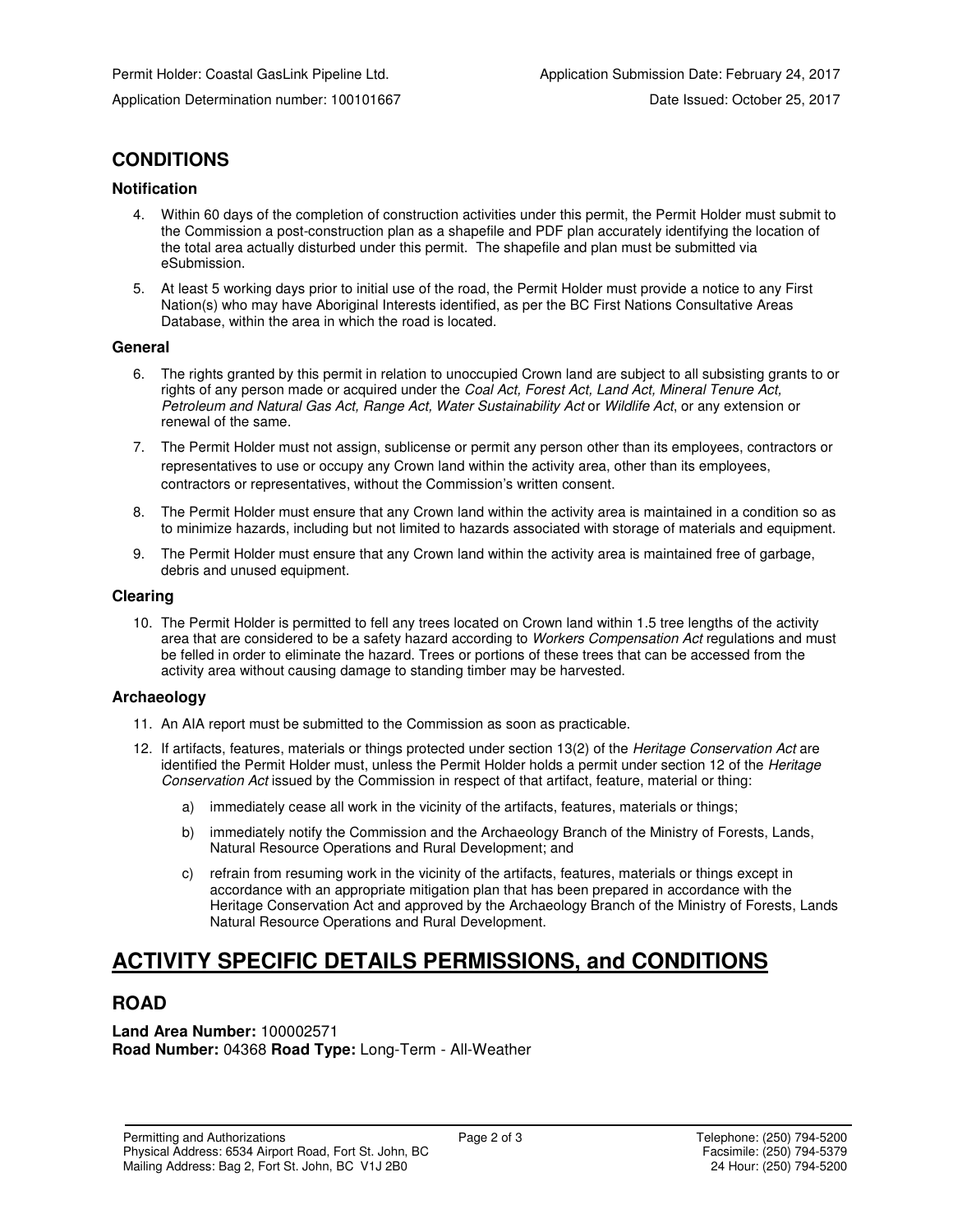Permit Holder: Coastal GasLink Pipeline Ltd. | Application Submission Date: February 24, 2017

Application Determination number: 100101667 | Date Issued: October 25, 2017

## CONDITIONS

### Notification

4. Within 60 days of the completion of construction activities under this permit, the Permit Holder must submit to the Commission a post-construction plan as a shapefile and PDF plan accurately identifying the location of the total area actually disturbed under this permit. The shapefile and plan must be submitted via eSubmission.
5. At least 5 working days prior to initial use of the road, the Permit Holder must provide a notice to any First Nation(s) who may have Aboriginal Interests identified, as per the BC First Nations Consultative Areas Database, within the area in which the road is located.

### General

6. The rights granted by this permit in relation to unoccupied Crown land are subject to all subsisting grants to or rights of any person made or acquired under the *Coal Act, Forest Act, Land Act, Mineral Tenure Act, Petroleum and Natural Gas Act, Range Act, Water Sustainability Act* or *Wildlife Act*, or any extension or renewal of the same.
7. The Permit Holder must not assign, sublicense or permit any person other than its employees, contractors or representatives to use or occupy any Crown land within the activity area, other than its employees, contractors or representatives, without the Commission's written consent.
8. The Permit Holder must ensure that any Crown land within the activity area is maintained in a condition so as to minimize hazards, including but not limited to hazards associated with storage of materials and equipment.
9. The Permit Holder must ensure that any Crown land within the activity area is maintained free of garbage, debris and unused equipment.

### Clearing

10. The Permit Holder is permitted to fell any trees located on Crown land within 1.5 tree lengths of the activity area that are considered to be a safety hazard according to *Workers Compensation Act* regulations and must be felled in order to eliminate the hazard. Trees or portions of these trees that can be accessed from the activity area without causing damage to standing timber may be harvested.

### Archaeology

11. An AIA report must be submitted to the Commission as soon as practicable.
12. If artifacts, features, materials or things protected under section 13(2) of the *Heritage Conservation Act* are identified the Permit Holder must, unless the Permit Holder holds a permit under section 12 of the *Heritage Conservation Act* issued by the Commission in respect of that artifact, feature, material or thing:
    a) immediately cease all work in the vicinity of the artifacts, features, materials or things;
    b) immediately notify the Commission and the Archaeology Branch of the Ministry of Forests, Lands, Natural Resource Operations and Rural Development; and
    c) refrain from resuming work in the vicinity of the artifacts, features, materials or things except in accordance with an appropriate mitigation plan that has been prepared in accordance with the Heritage Conservation Act and approved by the Archaeology Branch of the Ministry of Forests, Lands Natural Resource Operations and Rural Development.

# ACTIVITY SPECIFIC DETAILS PERMISSIONS, and CONDITIONS

## ROAD

**Land Area Number:** 100002571
**Road Number:** 04368 **Road Type:** Long-Term - All-Weather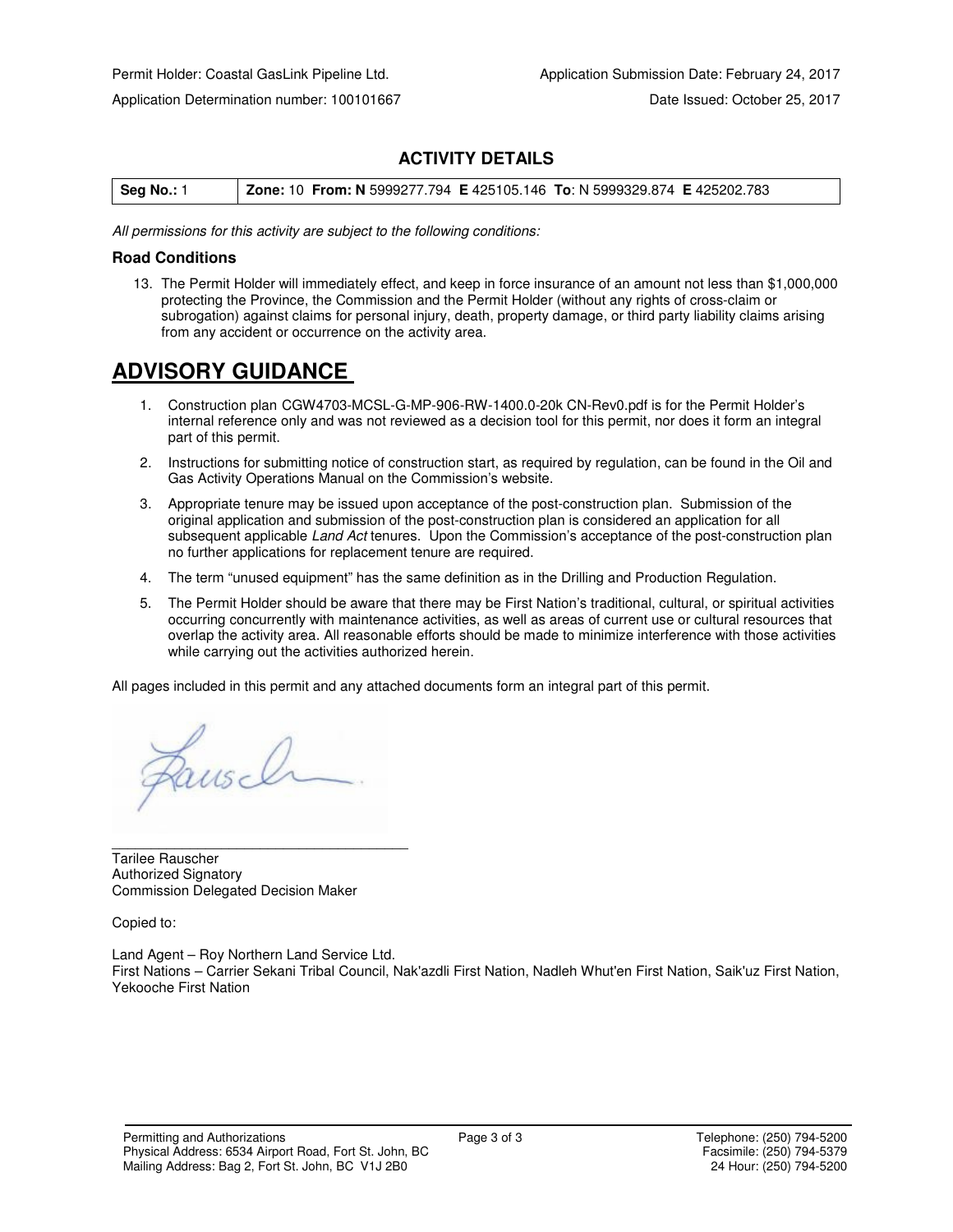Permit Holder: Coastal GasLink Pipeline Ltd.

Application Submission Date: February 24, 2017

Application Determination number: 100101667

Date Issued: October 25, 2017

## ACTIVITY DETAILS

| | |
|---|---|
| **Seg No.:** 1 | **Zone:** 10 **From: N** 5999277.794 **E** 425105.146 **To**: N 5999329.874 **E** 425202.783 |

*All permissions for this activity are subject to the following conditions:*

### Road Conditions

13. The Permit Holder will immediately effect, and keep in force insurance of an amount not less than $1,000,000 protecting the Province, the Commission and the Permit Holder (without any rights of cross-claim or subrogation) against claims for personal injury, death, property damage, or third party liability claims arising from any accident or occurrence on the activity area.

# ADVISORY GUIDANCE

1. Construction plan CGW4703-MCSL-G-MP-906-RW-1400.0-20k CN-Rev0.pdf is for the Permit Holder's internal reference only and was not reviewed as a decision tool for this permit, nor does it form an integral part of this permit.
2. Instructions for submitting notice of construction start, as required by regulation, can be found in the Oil and Gas Activity Operations Manual on the Commission's website.
3. Appropriate tenure may be issued upon acceptance of the post-construction plan. Submission of the original application and submission of the post-construction plan is considered an application for all subsequent applicable *Land Act* tenures. Upon the Commission's acceptance of the post-construction plan no further applications for replacement tenure are required.
4. The term "unused equipment" has the same definition as in the Drilling and Production Regulation.
5. The Permit Holder should be aware that there may be First Nation's traditional, cultural, or spiritual activities occurring concurrently with maintenance activities, as well as areas of current use or cultural resources that overlap the activity area. All reasonable efforts should be made to minimize interference with those activities while carrying out the activities authorized herein.

All pages included in this permit and any attached documents form an integral part of this permit.

Tarilee Rauscher
Authorized Signatory
Commission Delegated Decision Maker

Copied to:

Land Agent – Roy Northern Land Service Ltd.
First Nations – Carrier Sekani Tribal Council, Nak'azdli First Nation, Nadleh Whut'en First Nation, Saik'uz First Nation, Yekooche First Nation